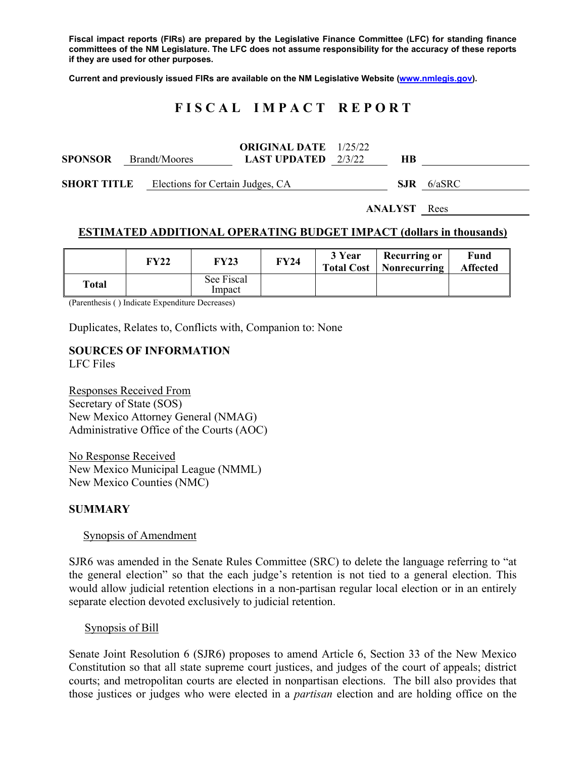**Fiscal impact reports (FIRs) are prepared by the Legislative Finance Committee (LFC) for standing finance committees of the NM Legislature. The LFC does not assume responsibility for the accuracy of these reports if they are used for other purposes.**

**Current and previously issued FIRs are available on the NM Legislative Website ([www.nmlegis.gov](http://www.nmlegis.gov)).**

# F I S C A L   I M P A C T   R E P O R T

**SPONSOR** Brandt/Moores  **ORIGINAL DATE** 1/25/22  **LAST UPDATED** 2/3/22  **HB** 

**SHORT TITLE** Elections for Certain Judges, CA  **SJR** 6/aSRC

**ANALYST** Rees

## ESTIMATED ADDITIONAL OPERATING BUDGET IMPACT (dollars in thousands)

| | FY22 | FY23 | FY24 | 3 Year Total Cost | Recurring or Nonrecurring | Fund Affected |
|---|---|---|---|---|---|---|
| **Total** | | See Fiscal Impact | | | | |

(Parenthesis ( ) Indicate Expenditure Decreases)

Duplicates, Relates to, Conflicts with, Companion to: None

**SOURCES OF INFORMATION**
LFC Files

Responses Received From
Secretary of State (SOS)
New Mexico Attorney General (NMAG)
Administrative Office of the Courts (AOC)

No Response Received
New Mexico Municipal League (NMML)
New Mexico Counties (NMC)

**SUMMARY**

Synopsis of Amendment

SJR6 was amended in the Senate Rules Committee (SRC) to delete the language referring to "at the general election" so that the each judge's retention is not tied to a general election. This would allow judicial retention elections in a non-partisan regular local election or in an entirely separate election devoted exclusively to judicial retention.

Synopsis of Bill

Senate Joint Resolution 6 (SJR6) proposes to amend Article 6, Section 33 of the New Mexico Constitution so that all state supreme court justices, and judges of the court of appeals; district courts; and metropolitan courts are elected in nonpartisan elections. The bill also provides that those justices or judges who were elected in a *partisan* election and are holding office on the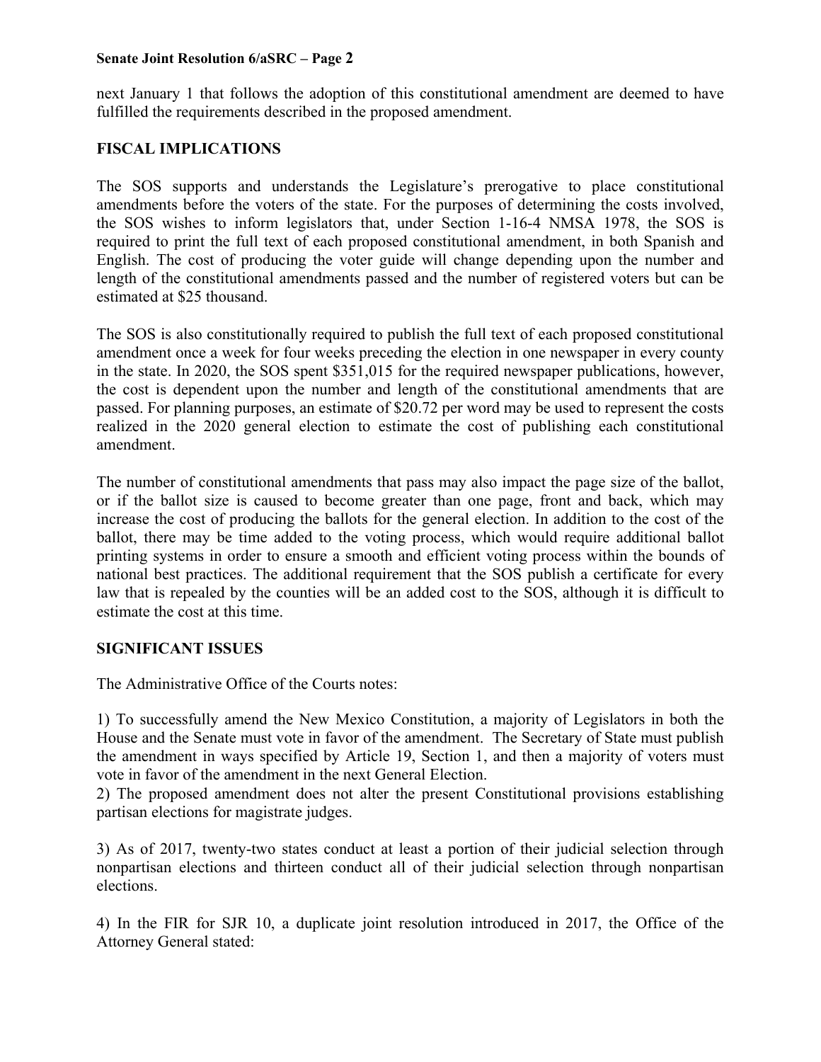next January 1 that follows the adoption of this constitutional amendment are deemed to have fulfilled the requirements described in the proposed amendment.

## FISCAL IMPLICATIONS

The SOS supports and understands the Legislature's prerogative to place constitutional amendments before the voters of the state. For the purposes of determining the costs involved, the SOS wishes to inform legislators that, under Section 1-16-4 NMSA 1978, the SOS is required to print the full text of each proposed constitutional amendment, in both Spanish and English. The cost of producing the voter guide will change depending upon the number and length of the constitutional amendments passed and the number of registered voters but can be estimated at $25 thousand.

The SOS is also constitutionally required to publish the full text of each proposed constitutional amendment once a week for four weeks preceding the election in one newspaper in every county in the state. In 2020, the SOS spent $351,015 for the required newspaper publications, however, the cost is dependent upon the number and length of the constitutional amendments that are passed. For planning purposes, an estimate of $20.72 per word may be used to represent the costs realized in the 2020 general election to estimate the cost of publishing each constitutional amendment.

The number of constitutional amendments that pass may also impact the page size of the ballot, or if the ballot size is caused to become greater than one page, front and back, which may increase the cost of producing the ballots for the general election. In addition to the cost of the ballot, there may be time added to the voting process, which would require additional ballot printing systems in order to ensure a smooth and efficient voting process within the bounds of national best practices. The additional requirement that the SOS publish a certificate for every law that is repealed by the counties will be an added cost to the SOS, although it is difficult to estimate the cost at this time.

## SIGNIFICANT ISSUES

The Administrative Office of the Courts notes:

1) To successfully amend the New Mexico Constitution, a majority of Legislators in both the House and the Senate must vote in favor of the amendment. The Secretary of State must publish the amendment in ways specified by Article 19, Section 1, and then a majority of voters must vote in favor of the amendment in the next General Election.

2) The proposed amendment does not alter the present Constitutional provisions establishing partisan elections for magistrate judges.

3) As of 2017, twenty-two states conduct at least a portion of their judicial selection through nonpartisan elections and thirteen conduct all of their judicial selection through nonpartisan elections.

4) In the FIR for SJR 10, a duplicate joint resolution introduced in 2017, the Office of the Attorney General stated: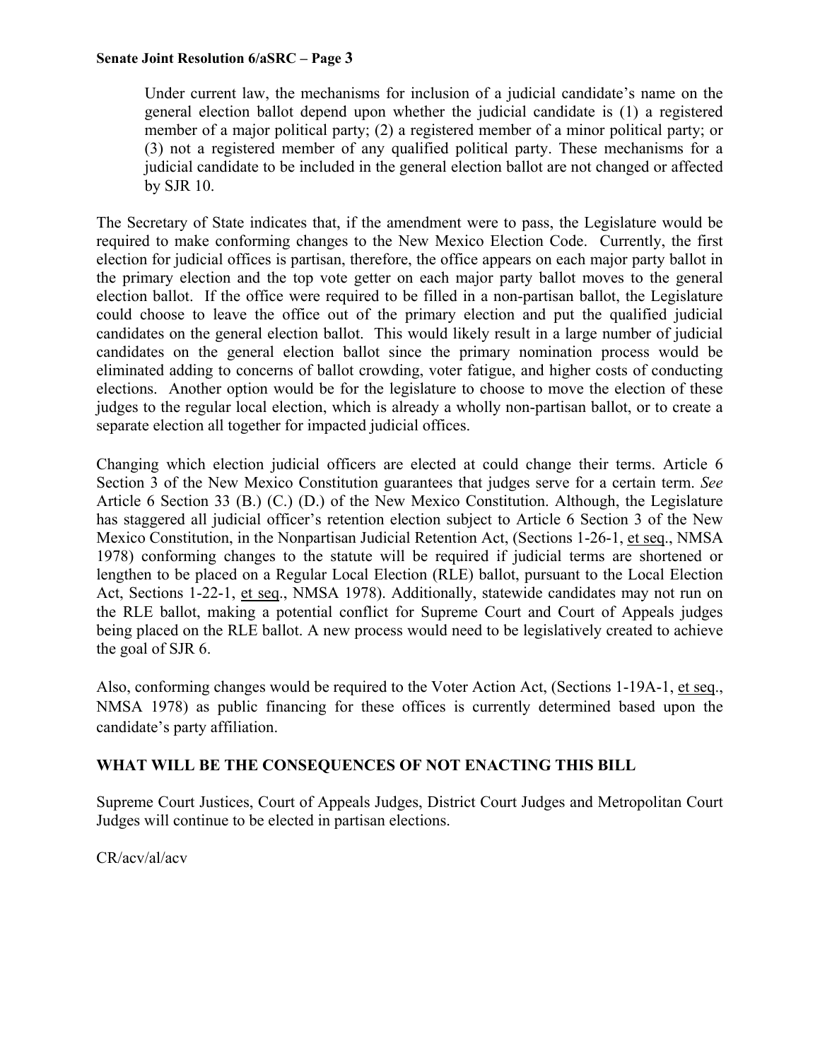> Under current law, the mechanisms for inclusion of a judicial candidate's name on the general election ballot depend upon whether the judicial candidate is (1) a registered member of a major political party; (2) a registered member of a minor political party; or (3) not a registered member of any qualified political party. These mechanisms for a judicial candidate to be included in the general election ballot are not changed or affected by SJR 10.

The Secretary of State indicates that, if the amendment were to pass, the Legislature would be required to make conforming changes to the New Mexico Election Code. Currently, the first election for judicial offices is partisan, therefore, the office appears on each major party ballot in the primary election and the top vote getter on each major party ballot moves to the general election ballot. If the office were required to be filled in a non-partisan ballot, the Legislature could choose to leave the office out of the primary election and put the qualified judicial candidates on the general election ballot. This would likely result in a large number of judicial candidates on the general election ballot since the primary nomination process would be eliminated adding to concerns of ballot crowding, voter fatigue, and higher costs of conducting elections. Another option would be for the legislature to choose to move the election of these judges to the regular local election, which is already a wholly non-partisan ballot, or to create a separate election all together for impacted judicial offices.

Changing which election judicial officers are elected at could change their terms. Article 6 Section 3 of the New Mexico Constitution guarantees that judges serve for a certain term. *See* Article 6 Section 33 (B.) (C.) (D.) of the New Mexico Constitution. Although, the Legislature has staggered all judicial officer's retention election subject to Article 6 Section 3 of the New Mexico Constitution, in the Nonpartisan Judicial Retention Act, (Sections 1-26-1, et seq., NMSA 1978) conforming changes to the statute will be required if judicial terms are shortened or lengthen to be placed on a Regular Local Election (RLE) ballot, pursuant to the Local Election Act, Sections 1-22-1, et seq., NMSA 1978). Additionally, statewide candidates may not run on the RLE ballot, making a potential conflict for Supreme Court and Court of Appeals judges being placed on the RLE ballot. A new process would need to be legislatively created to achieve the goal of SJR 6.

Also, conforming changes would be required to the Voter Action Act, (Sections 1-19A-1, et seq., NMSA 1978) as public financing for these offices is currently determined based upon the candidate's party affiliation.

## WHAT WILL BE THE CONSEQUENCES OF NOT ENACTING THIS BILL

Supreme Court Justices, Court of Appeals Judges, District Court Judges and Metropolitan Court Judges will continue to be elected in partisan elections.

CR/acv/al/acv